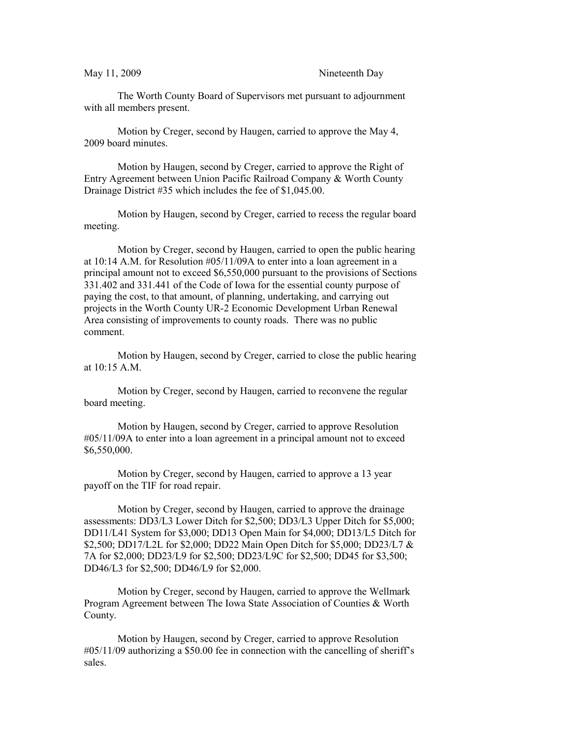May 11, 2009 Nineteenth Day

The Worth County Board of Supervisors met pursuant to adjournment with all members present.

Motion by Creger, second by Haugen, carried to approve the May 4, 2009 board minutes.

Motion by Haugen, second by Creger, carried to approve the Right of Entry Agreement between Union Pacific Railroad Company & Worth County Drainage District #35 which includes the fee of $1,045.00.

Motion by Haugen, second by Creger, carried to recess the regular board meeting.

Motion by Creger, second by Haugen, carried to open the public hearing at 10:14 A.M. for Resolution #05/11/09A to enter into a loan agreement in a principal amount not to exceed $6,550,000 pursuant to the provisions of Sections 331.402 and 331.441 of the Code of Iowa for the essential county purpose of paying the cost, to that amount, of planning, undertaking, and carrying out projects in the Worth County UR-2 Economic Development Urban Renewal Area consisting of improvements to county roads. There was no public comment.

Motion by Haugen, second by Creger, carried to close the public hearing at 10:15 A.M.

Motion by Creger, second by Haugen, carried to reconvene the regular board meeting.

Motion by Haugen, second by Creger, carried to approve Resolution #05/11/09A to enter into a loan agreement in a principal amount not to exceed $6,550,000.

Motion by Creger, second by Haugen, carried to approve a 13 year payoff on the TIF for road repair.

Motion by Creger, second by Haugen, carried to approve the drainage assessments: DD3/L3 Lower Ditch for $2,500; DD3/L3 Upper Ditch for $5,000; DD11/L41 System for $3,000; DD13 Open Main for $4,000; DD13/L5 Ditch for $2,500; DD17/L2L for $2,000; DD22 Main Open Ditch for $5,000; DD23/L7 & 7A for $2,000; DD23/L9 for $2,500; DD23/L9C for $2,500; DD45 for $3,500; DD46/L3 for $2,500; DD46/L9 for $2,000.

Motion by Creger, second by Haugen, carried to approve the Wellmark Program Agreement between The Iowa State Association of Counties & Worth County.

Motion by Haugen, second by Creger, carried to approve Resolution #05/11/09 authorizing a $50.00 fee in connection with the cancelling of sheriff's sales.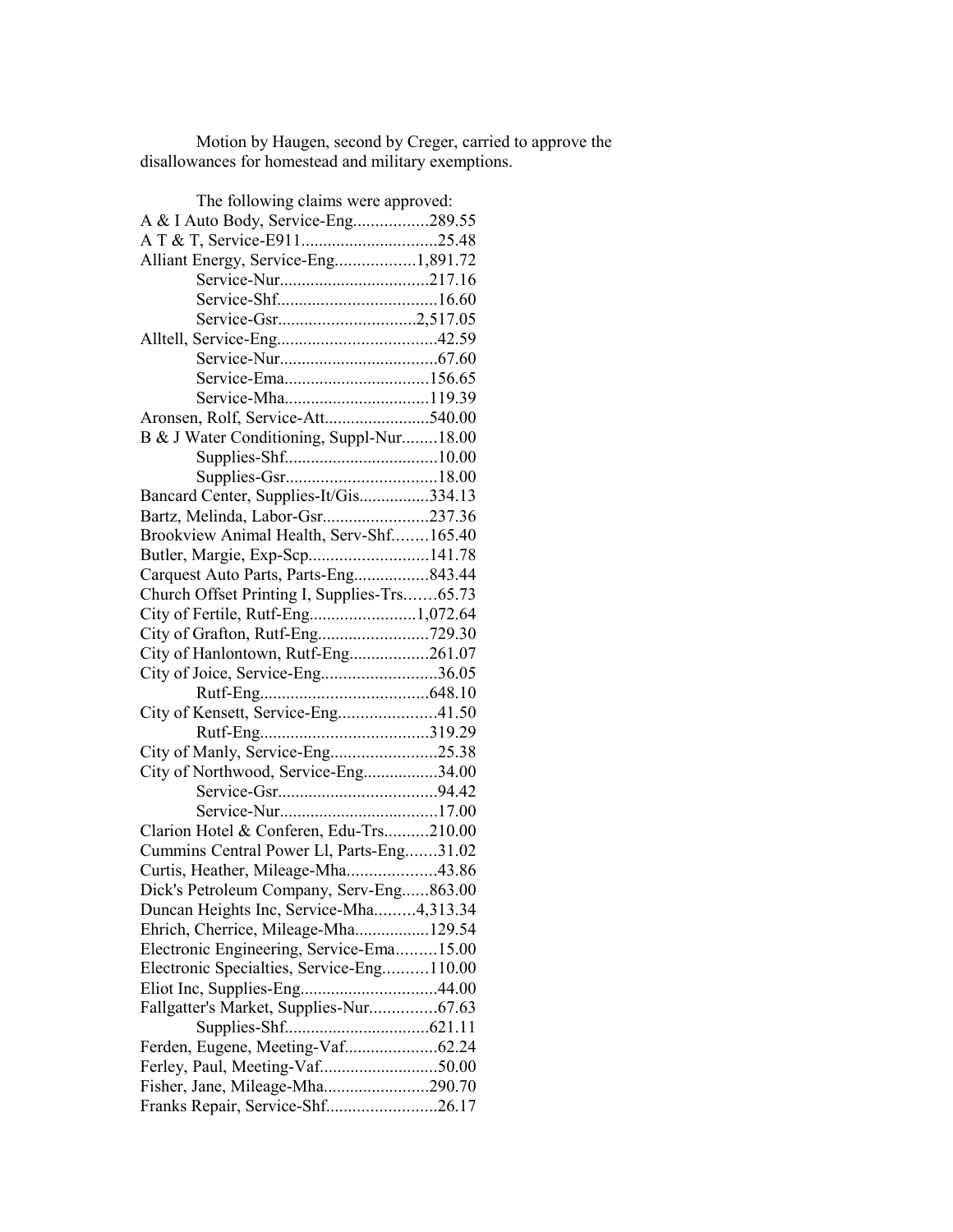Motion by Haugen, second by Creger, carried to approve the disallowances for homestead and military exemptions.

The following claims were approved:

A & I Auto Body, Service-Eng.................289.55
A T & T, Service-E911...............................25.48
Alliant Energy, Service-Eng..................1,891.72
Service-Nur.................................217.16
Service-Shf....................................16.60
Service-Gsr...............................2,517.05
Alltell, Service-Eng....................................42.59
Service-Nur....................................67.60
Service-Ema.................................156.65
Service-Mha.................................119.39
Aronsen, Rolf, Service-Att........................540.00
B & J Water Conditioning, Suppl-Nur........18.00
Supplies-Shf...................................10.00
Supplies-Gsr...................................18.00
Bancard Center, Supplies-It/Gis................334.13
Bartz, Melinda, Labor-Gsr........................237.36
Brookview Animal Health, Serv-Shf........165.40
Butler, Margie, Exp-Scp...........................141.78
Carquest Auto Parts, Parts-Eng.................843.44
Church Offset Printing I, Supplies-Trs.......65.73
City of Fertile, Rutf-Eng........................1,072.64
City of Grafton, Rutf-Eng.........................729.30
City of Hanlontown, Rutf-Eng..................261.07
City of Joice, Service-Eng..........................36.05
Rutf-Eng......................................648.10
City of Kensett, Service-Eng......................41.50
Rutf-Eng......................................319.29
City of Manly, Service-Eng........................25.38
City of Northwood, Service-Eng.................34.00
Service-Gsr....................................94.42
Service-Nur....................................17.00
Clarion Hotel & Conferen, Edu-Trs..........210.00
Cummins Central Power Ll, Parts-Eng.......31.02
Curtis, Heather, Mileage-Mha....................43.86
Dick's Petroleum Company, Serv-Eng......863.00
Duncan Heights Inc, Service-Mha.........4,313.34
Ehrich, Cherrice, Mileage-Mha.................129.54
Electronic Engineering, Service-Ema.........15.00
Electronic Specialties, Service-Eng..........110.00
Eliot Inc, Supplies-Eng...............................44.00
Fallgatter's Market, Supplies-Nur...............67.63
Supplies-Shf................................621.11
Ferden, Eugene, Meeting-Vaf.....................62.24
Ferley, Paul, Meeting-Vaf...........................50.00
Fisher, Jane, Mileage-Mha........................290.70
Franks Repair, Service-Shf.........................26.17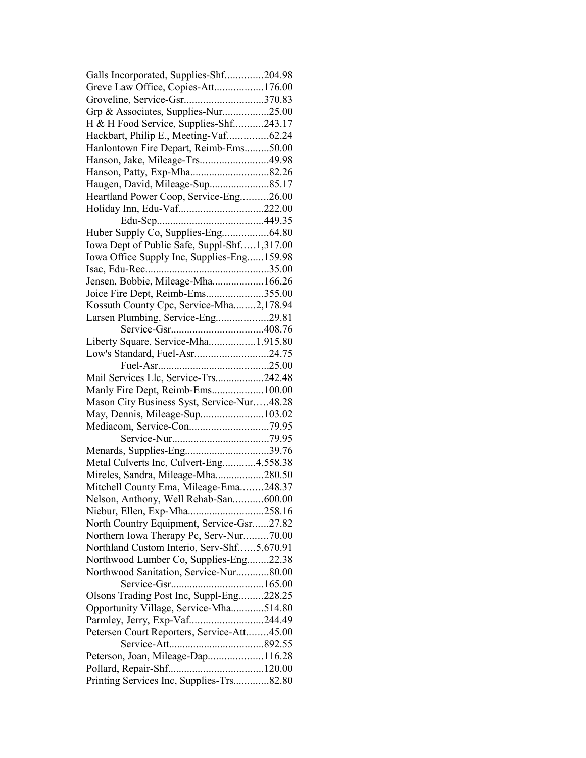Galls Incorporated, Supplies-Shf..............204.98
Greve Law Office, Copies-Att..................176.00
Groveline, Service-Gsr.............................370.83
Grp & Associates, Supplies-Nur.................25.00
H & H Food Service, Supplies-Shf...........243.17
Hackbart, Philip E., Meeting-Vaf...............62.24
Hanlontown Fire Depart, Reimb-Ems.........50.00
Hanson, Jake, Mileage-Trs.........................49.98
Hanson, Patty, Exp-Mha.............................82.26
Haugen, David, Mileage-Sup......................85.17
Heartland Power Coop, Service-Eng..........26.00
Holiday Inn, Edu-Vaf..............................222.00
Edu-Scp.......................................449.35
Huber Supply Co, Supplies-Eng.................64.80
Iowa Dept of Public Safe, Suppl-Shf.....1,317.00
Iowa Office Supply Inc, Supplies-Eng......159.98
Isac, Edu-Rec.............................................35.00
Jensen, Bobbie, Mileage-Mha...................166.26
Joice Fire Dept, Reimb-Ems.....................355.00
Kossuth County Cpc, Service-Mha........2,178.94
Larsen Plumbing, Service-Eng...................29.81
Service-Gsr..................................408.76
Liberty Square, Service-Mha.................1,915.80
Low's Standard, Fuel-Asr...........................24.75
Fuel-Asr.........................................25.00
Mail Services Llc, Service-Trs..................242.48
Manly Fire Dept, Reimb-Ems...................100.00
Mason City Business Syst, Service-Nur.....48.28
May, Dennis, Mileage-Sup.......................103.02
Mediacom, Service-Con.............................79.95
Service-Nur....................................79.95
Menards, Supplies-Eng...............................39.76
Metal Culverts Inc, Culvert-Eng............4,558.38
Mireles, Sandra, Mileage-Mha..................280.50
Mitchell County Ema, Mileage-Ema........248.37
Nelson, Anthony, Well Rehab-San...........600.00
Niebur, Ellen, Exp-Mha............................258.16
North Country Equipment, Service-Gsr......27.82
Northern Iowa Therapy Pc, Serv-Nur.........70.00
Northland Custom Interio, Serv-Shf......5,670.91
Northwood Lumber Co, Supplies-Eng........22.38
Northwood Sanitation, Service-Nur............80.00
Service-Gsr..................................165.00
Olsons Trading Post Inc, Suppl-Eng.........228.25
Opportunity Village, Service-Mha............514.80
Parmley, Jerry, Exp-Vaf...........................244.49
Petersen Court Reporters, Service-Att........45.00
Service-Att...................................892.55
Peterson, Joan, Mileage-Dap....................116.28
Pollard, Repair-Shf...................................120.00
Printing Services Inc, Supplies-Trs.............82.80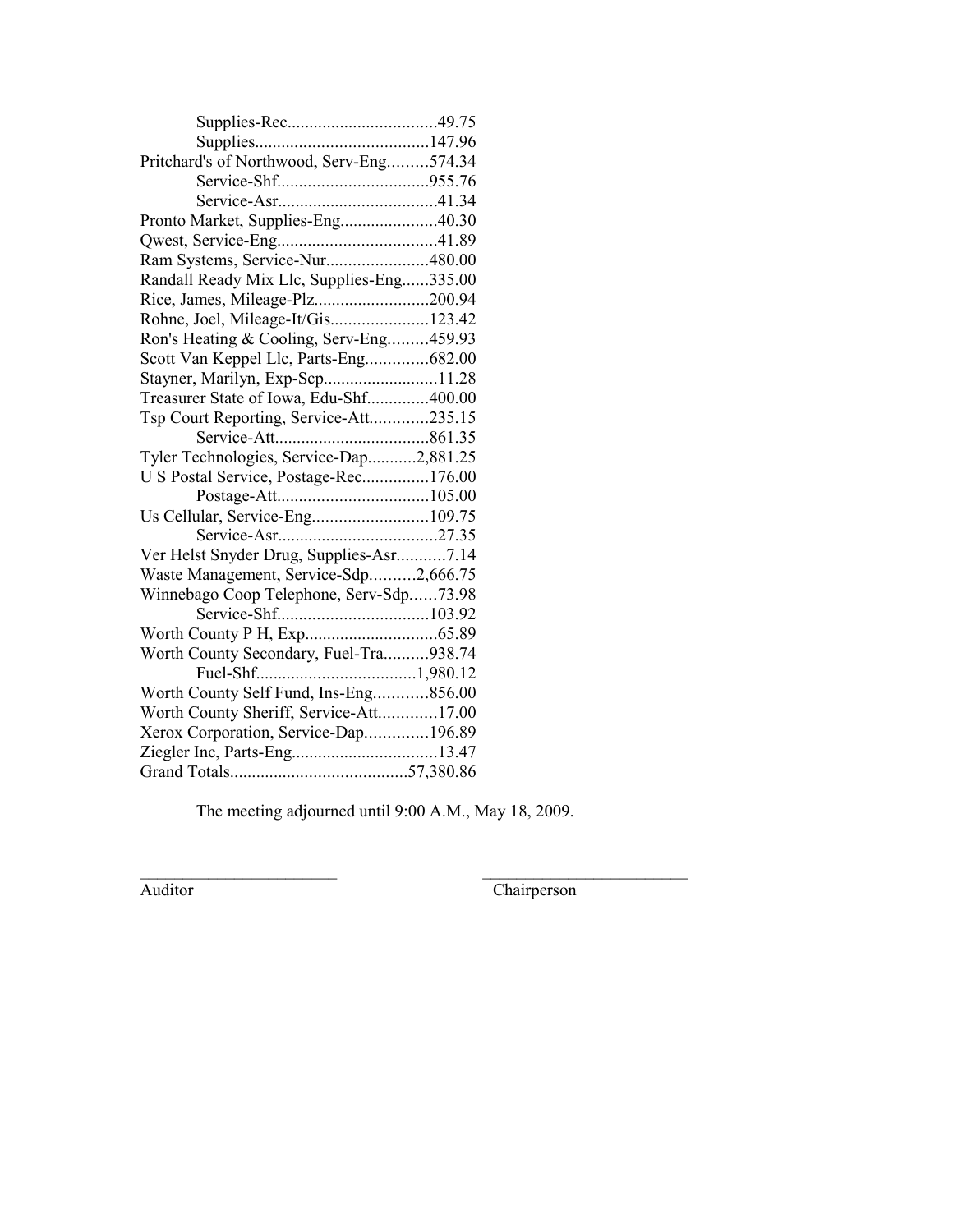Supplies-Rec..................................49.75
Supplies.......................................147.96
Pritchard's of Northwood, Serv-Eng.........574.34
Service-Shf..................................955.76
Service-Asr....................................41.34
Pronto Market, Supplies-Eng......................40.30
Qwest, Service-Eng....................................41.89
Ram Systems, Service-Nur.......................480.00
Randall Ready Mix Llc, Supplies-Eng......335.00
Rice, James, Mileage-Plz..........................200.94
Rohne, Joel, Mileage-It/Gis......................123.42
Ron's Heating & Cooling, Serv-Eng.........459.93
Scott Van Keppel Llc, Parts-Eng..............682.00
Stayner, Marilyn, Exp-Scp..........................11.28
Treasurer State of Iowa, Edu-Shf..............400.00
Tsp Court Reporting, Service-Att.............235.15
Service-Att...................................861.35
Tyler Technologies, Service-Dap...........2,881.25
U S Postal Service, Postage-Rec...............176.00
Postage-Att..................................105.00
Us Cellular, Service-Eng..........................109.75
Service-Asr....................................27.35
Ver Helst Snyder Drug, Supplies-Asr...........7.14
Waste Management, Service-Sdp..........2,666.75
Winnebago Coop Telephone, Serv-Sdp......73.98
Service-Shf..................................103.92
Worth County P H, Exp..............................65.89
Worth County Secondary, Fuel-Tra..........938.74
Fuel-Shf....................................1,980.12
Worth County Self Fund, Ins-Eng............856.00
Worth County Sheriff, Service-Att.............17.00
Xerox Corporation, Service-Dap..............196.89
Ziegler Inc, Parts-Eng.................................13.47
Grand Totals........................................57,380.86

The meeting adjourned until 9:00 A.M., May 18, 2009.

\_\_\_\_\_\_\_\_\_\_\_\_\_\_\_\_\_\_\_\_\_\_\_\_ \_\_\_\_\_\_\_\_\_\_\_\_\_\_\_\_\_\_\_\_\_\_\_\_

Auditor Chairperson